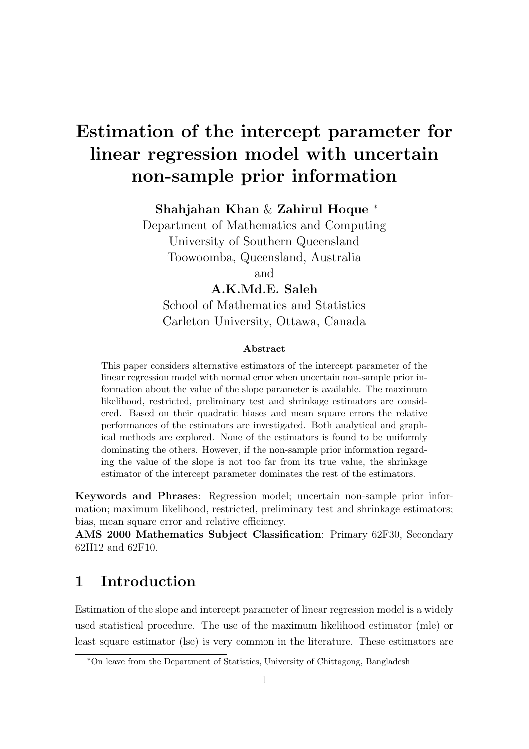# Estimation of the intercept parameter for linear regression model with uncertain non-sample prior information

**Shahjahan Khan** & **Zahirul Hoque** [*]
Department of Mathematics and Computing
University of Southern Queensland
Toowoomba, Queensland, Australia
and
**A.K.Md.E. Saleh**
School of Mathematics and Statistics
Carleton University, Ottawa, Canada

### Abstract

This paper considers alternative estimators of the intercept parameter of the linear regression model with normal error when uncertain non-sample prior information about the value of the slope parameter is available. The maximum likelihood, restricted, preliminary test and shrinkage estimators are considered. Based on their quadratic biases and mean square errors the relative performances of the estimators are investigated. Both analytical and graphical methods are explored. None of the estimators is found to be uniformly dominating the others. However, if the non-sample prior information regarding the value of the slope is not too far from its true value, the shrinkage estimator of the intercept parameter dominates the rest of the estimators.

**Keywords and Phrases**: Regression model; uncertain non-sample prior information; maximum likelihood, restricted, preliminary test and shrinkage estimators; bias, mean square error and relative efficiency.
**AMS 2000 Mathematics Subject Classification**: Primary 62F30, Secondary 62H12 and 62F10.

## 1 Introduction

Estimation of the slope and intercept parameter of linear regression model is a widely used statistical procedure. The use of the maximum likelihood estimator (mle) or least square estimator (lse) is very common in the literature. These estimators are

[*] On leave from the Department of Statistics, University of Chittagong, Bangladesh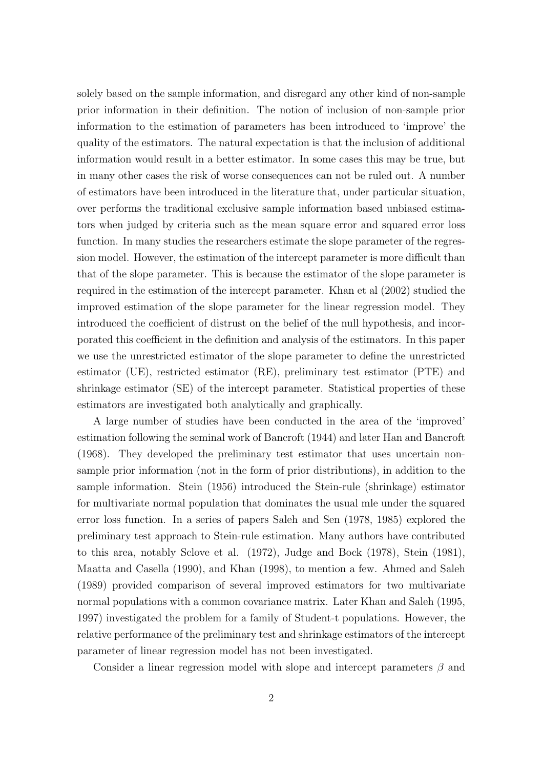solely based on the sample information, and disregard any other kind of non-sample prior information in their definition. The notion of inclusion of non-sample prior information to the estimation of parameters has been introduced to 'improve' the quality of the estimators. The natural expectation is that the inclusion of additional information would result in a better estimator. In some cases this may be true, but in many other cases the risk of worse consequences can not be ruled out. A number of estimators have been introduced in the literature that, under particular situation, over performs the traditional exclusive sample information based unbiased estimators when judged by criteria such as the mean square error and squared error loss function. In many studies the researchers estimate the slope parameter of the regression model. However, the estimation of the intercept parameter is more difficult than that of the slope parameter. This is because the estimator of the slope parameter is required in the estimation of the intercept parameter. Khan et al (2002) studied the improved estimation of the slope parameter for the linear regression model. They introduced the coefficient of distrust on the belief of the null hypothesis, and incorporated this coefficient in the definition and analysis of the estimators. In this paper we use the unrestricted estimator of the slope parameter to define the unrestricted estimator (UE), restricted estimator (RE), preliminary test estimator (PTE) and shrinkage estimator (SE) of the intercept parameter. Statistical properties of these estimators are investigated both analytically and graphically.

A large number of studies have been conducted in the area of the 'improved' estimation following the seminal work of Bancroft (1944) and later Han and Bancroft (1968). They developed the preliminary test estimator that uses uncertain non-sample prior information (not in the form of prior distributions), in addition to the sample information. Stein (1956) introduced the Stein-rule (shrinkage) estimator for multivariate normal population that dominates the usual mle under the squared error loss function. In a series of papers Saleh and Sen (1978, 1985) explored the preliminary test approach to Stein-rule estimation. Many authors have contributed to this area, notably Sclove et al. (1972), Judge and Bock (1978), Stein (1981), Maatta and Casella (1990), and Khan (1998), to mention a few. Ahmed and Saleh (1989) provided comparison of several improved estimators for two multivariate normal populations with a common covariance matrix. Later Khan and Saleh (1995, 1997) investigated the problem for a family of Student-t populations. However, the relative performance of the preliminary test and shrinkage estimators of the intercept parameter of linear regression model has not been investigated.

Consider a linear regression model with slope and intercept parameters $\beta$ and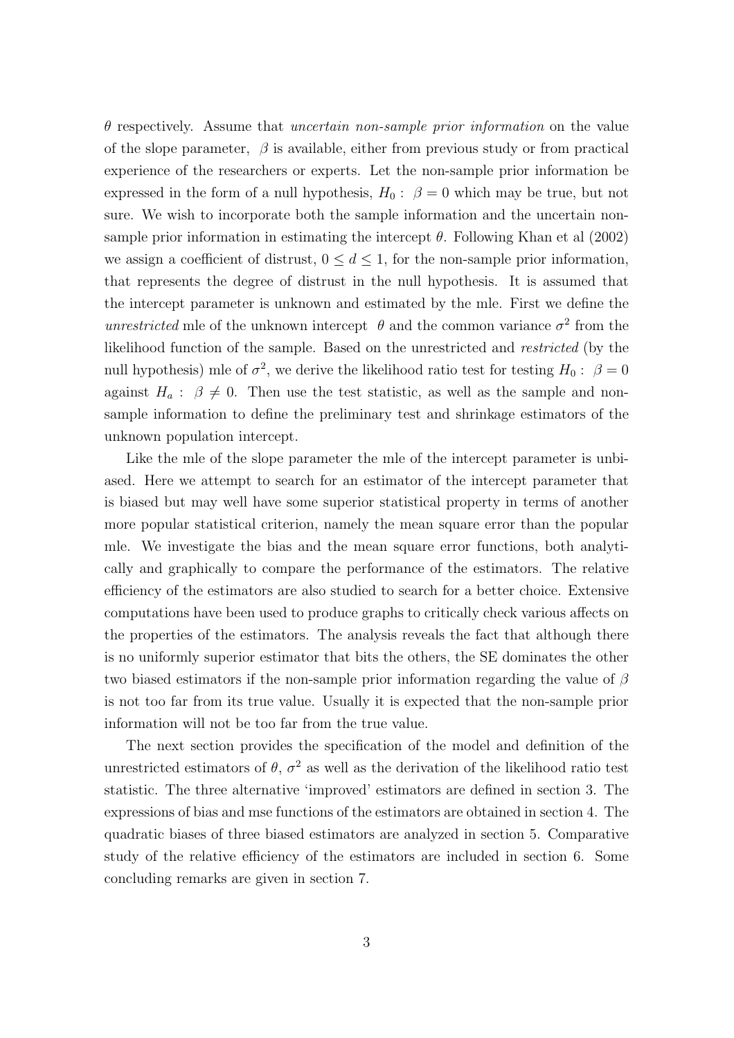$\theta$ respectively. Assume that *uncertain non-sample prior information* on the value of the slope parameter, $\beta$ is available, either from previous study or from practical experience of the researchers or experts. Let the non-sample prior information be expressed in the form of a null hypothesis, $H_0: \ \beta = 0$ which may be true, but not sure. We wish to incorporate both the sample information and the uncertain non-sample prior information in estimating the intercept $\theta$. Following Khan et al (2002) we assign a coefficient of distrust, $0 \leq d \leq 1$, for the non-sample prior information, that represents the degree of distrust in the null hypothesis. It is assumed that the intercept parameter is unknown and estimated by the mle. First we define the *unrestricted* mle of the unknown intercept $\theta$ and the common variance $\sigma^2$ from the likelihood function of the sample. Based on the unrestricted and *restricted* (by the null hypothesis) mle of $\sigma^2$, we derive the likelihood ratio test for testing $H_0: \ \beta = 0$ against $H_a: \ \beta \neq 0$. Then use the test statistic, as well as the sample and non-sample information to define the preliminary test and shrinkage estimators of the unknown population intercept.

Like the mle of the slope parameter the mle of the intercept parameter is unbiased. Here we attempt to search for an estimator of the intercept parameter that is biased but may well have some superior statistical property in terms of another more popular statistical criterion, namely the mean square error than the popular mle. We investigate the bias and the mean square error functions, both analytically and graphically to compare the performance of the estimators. The relative efficiency of the estimators are also studied to search for a better choice. Extensive computations have been used to produce graphs to critically check various affects on the properties of the estimators. The analysis reveals the fact that although there is no uniformly superior estimator that bits the others, the SE dominates the other two biased estimators if the non-sample prior information regarding the value of $\beta$ is not too far from its true value. Usually it is expected that the non-sample prior information will not be too far from the true value.

The next section provides the specification of the model and definition of the unrestricted estimators of $\theta$, $\sigma^2$ as well as the derivation of the likelihood ratio test statistic. The three alternative 'improved' estimators are defined in section 3. The expressions of bias and mse functions of the estimators are obtained in section 4. The quadratic biases of three biased estimators are analyzed in section 5. Comparative study of the relative efficiency of the estimators are included in section 6. Some concluding remarks are given in section 7.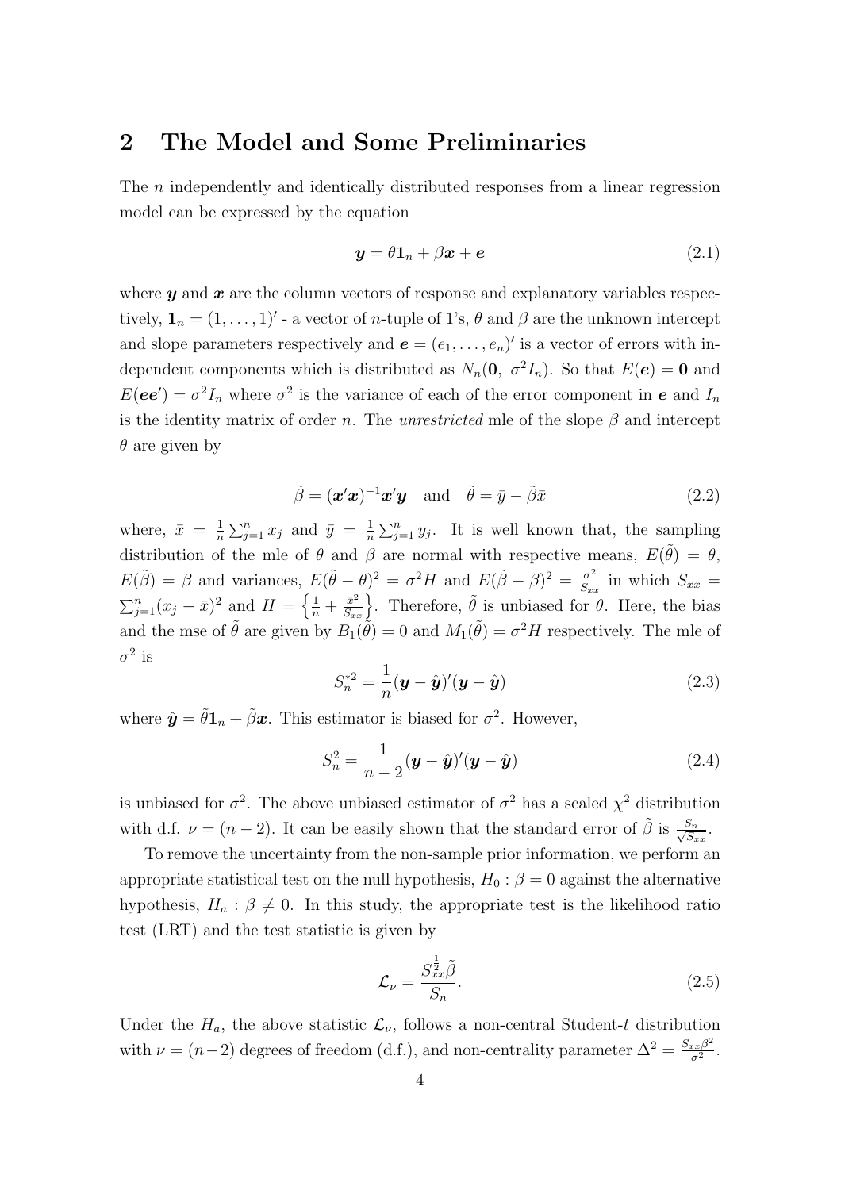## 2 The Model and Some Preliminaries

The $n$ independently and identically distributed responses from a linear regression model can be expressed by the equation

$$\boldsymbol{y} = \theta \mathbf{1}_n + \beta \boldsymbol{x} + \boldsymbol{e} \tag{2.1}$$

where $\boldsymbol{y}$ and $\boldsymbol{x}$ are the column vectors of response and explanatory variables respectively, $\mathbf{1}_n = (1, \ldots, 1)'$ - a vector of $n$-tuple of 1's, $\theta$ and $\beta$ are the unknown intercept and slope parameters respectively and $\boldsymbol{e} = (e_1, \ldots, e_n)'$ is a vector of errors with independent components which is distributed as $N_n(\mathbf{0},\ \sigma^2 I_n)$. So that $E(\boldsymbol{e}) = \mathbf{0}$ and $E(\boldsymbol{e}\boldsymbol{e}') = \sigma^2 I_n$ where $\sigma^2$ is the variance of each of the error component in $\boldsymbol{e}$ and $I_n$ is the identity matrix of order $n$. The *unrestricted* mle of the slope $\beta$ and intercept $\theta$ are given by

$$\tilde{\beta} = (\boldsymbol{x}'\boldsymbol{x})^{-1}\boldsymbol{x}'\boldsymbol{y} \quad \text{and} \quad \tilde{\theta} = \bar{y} - \tilde{\beta}\bar{x} \tag{2.2}$$

where, $\bar{x} = \frac{1}{n}\sum_{j=1}^{n} x_j$ and $\bar{y} = \frac{1}{n}\sum_{j=1}^{n} y_j$. It is well known that, the sampling distribution of the mle of $\theta$ and $\beta$ are normal with respective means, $E(\tilde{\theta}) = \theta$, $E(\tilde{\beta}) = \beta$ and variances, $E(\tilde{\theta} - \theta)^2 = \sigma^2 H$ and $E(\tilde{\beta} - \beta)^2 = \frac{\sigma^2}{S_{xx}}$ in which $S_{xx} = \sum_{j=1}^{n}(x_j - \bar{x})^2$ and $H = \left\{\frac{1}{n} + \frac{\bar{x}^2}{S_{xx}}\right\}$. Therefore, $\tilde{\theta}$ is unbiased for $\theta$. Here, the bias and the mse of $\tilde{\theta}$ are given by $B_1(\tilde{\theta}) = 0$ and $M_1(\tilde{\theta}) = \sigma^2 H$ respectively. The mle of $\sigma^2$ is

$$S_n^{*2} = \frac{1}{n}(\boldsymbol{y} - \hat{\boldsymbol{y}})'(\boldsymbol{y} - \hat{\boldsymbol{y}}) \tag{2.3}$$

where $\hat{\boldsymbol{y}} = \tilde{\theta}\mathbf{1}_n + \tilde{\beta}\boldsymbol{x}$. This estimator is biased for $\sigma^2$. However,

$$S_n^2 = \frac{1}{n-2}(\boldsymbol{y} - \hat{\boldsymbol{y}})'(\boldsymbol{y} - \hat{\boldsymbol{y}}) \tag{2.4}$$

is unbiased for $\sigma^2$. The above unbiased estimator of $\sigma^2$ has a scaled $\chi^2$ distribution with d.f. $\nu = (n-2)$. It can be easily shown that the standard error of $\tilde{\beta}$ is $\frac{S_n}{\sqrt{S_{xx}}}$.

To remove the uncertainty from the non-sample prior information, we perform an appropriate statistical test on the null hypothesis, $H_0 : \beta = 0$ against the alternative hypothesis, $H_a : \beta \neq 0$. In this study, the appropriate test is the likelihood ratio test (LRT) and the test statistic is given by

$$\mathcal{L}_\nu = \frac{S_{xx}^{\frac{1}{2}}\tilde{\beta}}{S_n}. \tag{2.5}$$

Under the $H_a$, the above statistic $\mathcal{L}_\nu$, follows a non-central Student-$t$ distribution with $\nu = (n-2)$ degrees of freedom (d.f.), and non-centrality parameter $\Delta^2 = \frac{S_{xx}\beta^2}{\sigma^2}$.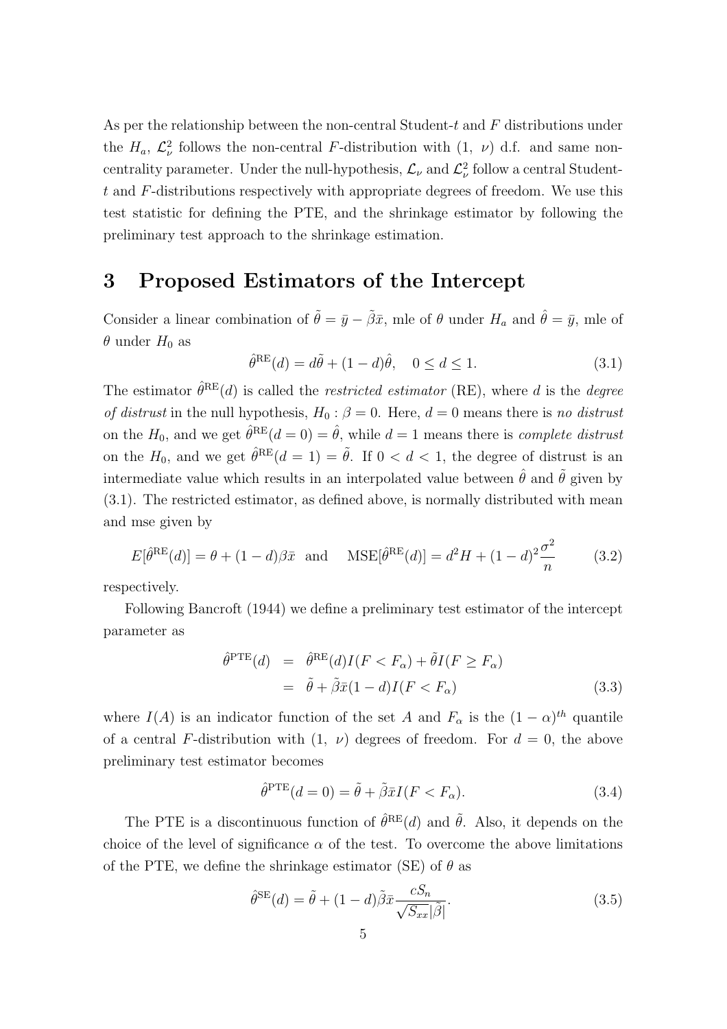As per the relationship between the non-central Student-$t$ and $F$ distributions under the $H_a$, $\mathcal{L}_\nu^2$ follows the non-central $F$-distribution with $(1,\ \nu)$ d.f. and same non-centrality parameter. Under the null-hypothesis, $\mathcal{L}_\nu$ and $\mathcal{L}_\nu^2$ follow a central Student-$t$ and $F$-distributions respectively with appropriate degrees of freedom. We use this test statistic for defining the PTE, and the shrinkage estimator by following the preliminary test approach to the shrinkage estimation.

# 3 Proposed Estimators of the Intercept

Consider a linear combination of $\tilde{\theta} = \bar{y} - \tilde{\beta}\bar{x}$, mle of $\theta$ under $H_a$ and $\hat{\theta} = \bar{y}$, mle of $\theta$ under $H_0$ as

$$\hat{\theta}^{\text{RE}}(d) = d\tilde{\theta} + (1-d)\hat{\theta}, \quad 0 \leq d \leq 1. \tag{3.1}$$

The estimator $\hat{\theta}^{\text{RE}}(d)$ is called the *restricted estimator* (RE), where $d$ is the *degree of distrust* in the null hypothesis, $H_0 : \beta = 0$. Here, $d = 0$ means there is *no distrust* on the $H_0$, and we get $\hat{\theta}^{\text{RE}}(d = 0) = \hat{\theta}$, while $d = 1$ means there is *complete distrust* on the $H_0$, and we get $\hat{\theta}^{\text{RE}}(d = 1) = \tilde{\theta}$. If $0 < d < 1$, the degree of distrust is an intermediate value which results in an interpolated value between $\hat{\theta}$ and $\tilde{\theta}$ given by (3.1). The restricted estimator, as defined above, is normally distributed with mean and mse given by

$$E[\hat{\theta}^{\text{RE}}(d)] = \theta + (1-d)\beta\bar{x} \quad \text{and} \quad \text{MSE}[\hat{\theta}^{\text{RE}}(d)] = d^2 H + (1-d)^2\frac{\sigma^2}{n} \tag{3.2}$$

respectively.

Following Bancroft (1944) we define a preliminary test estimator of the intercept parameter as

$$\begin{aligned}
\hat{\theta}^{\text{PTE}}(d) &= \hat{\theta}^{\text{RE}}(d)I(F < F_\alpha) + \tilde{\theta}I(F \geq F_\alpha) \\
&= \tilde{\theta} + \tilde{\beta}\bar{x}(1-d)I(F < F_\alpha)
\end{aligned} \tag{3.3}$$

where $I(A)$ is an indicator function of the set $A$ and $F_\alpha$ is the $(1-\alpha)^{th}$ quantile of a central $F$-distribution with $(1,\ \nu)$ degrees of freedom. For $d = 0$, the above preliminary test estimator becomes

$$\hat{\theta}^{\text{PTE}}(d = 0) = \tilde{\theta} + \tilde{\beta}\bar{x}I(F < F_\alpha). \tag{3.4}$$

The PTE is a discontinuous function of $\hat{\theta}^{\text{RE}}(d)$ and $\tilde{\theta}$. Also, it depends on the choice of the level of significance $\alpha$ of the test. To overcome the above limitations of the PTE, we define the shrinkage estimator (SE) of $\theta$ as

$$\hat{\theta}^{\text{SE}}(d) = \tilde{\theta} + (1-d)\tilde{\beta}\bar{x}\frac{cS_n}{\sqrt{S_{xx}}|\tilde{\beta}|}. \tag{3.5}$$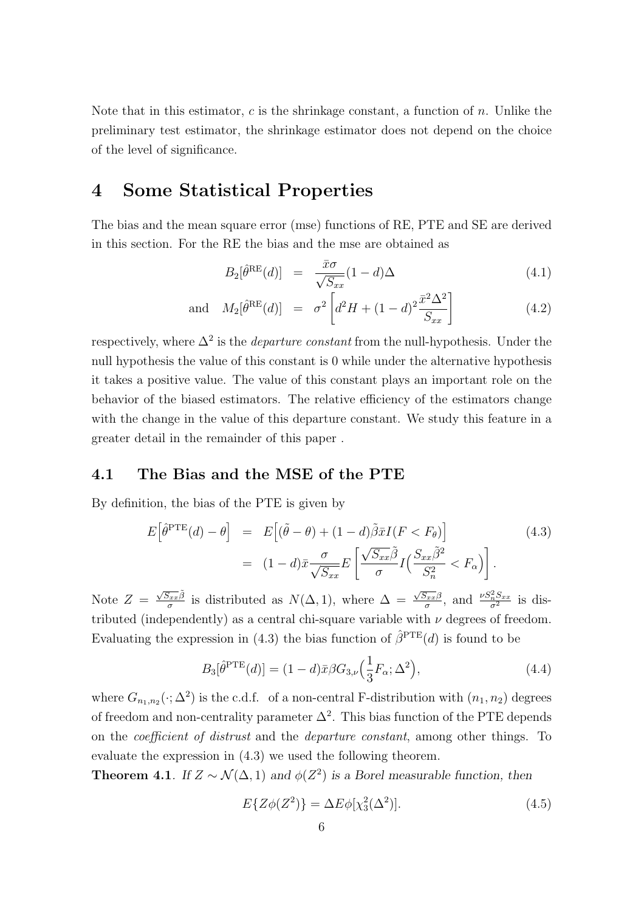Note that in this estimator, $c$ is the shrinkage constant, a function of $n$. Unlike the preliminary test estimator, the shrinkage estimator does not depend on the choice of the level of significance.

# 4 Some Statistical Properties

The bias and the mean square error (mse) functions of RE, PTE and SE are derived in this section. For the RE the bias and the mse are obtained as

$$B_2[\hat{\theta}^{\text{RE}}(d)] = \frac{\bar{x}\sigma}{\sqrt{S_{xx}}}(1-d)\Delta \tag{4.1}$$

$$\text{and} \quad M_2[\hat{\theta}^{\text{RE}}(d)] = \sigma^2\left[d^2 H + (1-d)^2\frac{\bar{x}^2\Delta^2}{S_{xx}}\right] \tag{4.2}$$

respectively, where $\Delta^2$ is the *departure constant* from the null-hypothesis. Under the null hypothesis the value of this constant is 0 while under the alternative hypothesis it takes a positive value. The value of this constant plays an important role on the behavior of the biased estimators. The relative efficiency of the estimators change with the change in the value of this departure constant. We study this feature in a greater detail in the remainder of this paper .

## 4.1 The Bias and the MSE of the PTE

By definition, the bias of the PTE is given by

$$\begin{aligned} E\Big[\hat{\theta}^{\text{PTE}}(d) - \theta\Big] &= E\Big[(\tilde{\theta}-\theta) + (1-d)\tilde{\beta}\bar{x}I(F < F_\theta)\Big] \\ &= (1-d)\bar{x}\frac{\sigma}{\sqrt{S_{xx}}}E\left[\frac{\sqrt{S_{xx}}\tilde{\beta}}{\sigma}I\Big(\frac{S_{xx}\tilde{\beta}^2}{S_n^2} < F_\alpha\Big)\right]. \end{aligned} \tag{4.3}$$

Note $Z = \frac{\sqrt{S_{xx}}\tilde{\beta}}{\sigma}$ is distributed as $N(\Delta, 1)$, where $\Delta = \frac{\sqrt{S_{xx}}\beta}{\sigma}$, and $\frac{\nu S_n^2 S_{xx}}{\sigma^2}$ is distributed (independently) as a central chi-square variable with $\nu$ degrees of freedom. Evaluating the expression in (4.3) the bias function of $\hat{\beta}^{\text{PTE}}(d)$ is found to be

$$B_3[\hat{\theta}^{\text{PTE}}(d)] = (1-d)\bar{x}\beta G_{3,\nu}\Big(\frac{1}{3}F_\alpha; \Delta^2\Big), \tag{4.4}$$

where $G_{n_1,n_2}(\cdot;\Delta^2)$ is the c.d.f. of a non-central F-distribution with $(n_1, n_2)$ degrees of freedom and non-centrality parameter $\Delta^2$. This bias function of the PTE depends on the *coefficient of distrust* and the *departure constant*, among other things. To evaluate the expression in (4.3) we used the following theorem.

**Theorem 4.1**. *If $Z \sim \mathcal{N}(\Delta, 1)$ and $\phi(Z^2)$ is a Borel measurable function, then*

$$E\{Z\phi(Z^2)\} = \Delta E\phi[\chi_3^2(\Delta^2)]. \tag{4.5}$$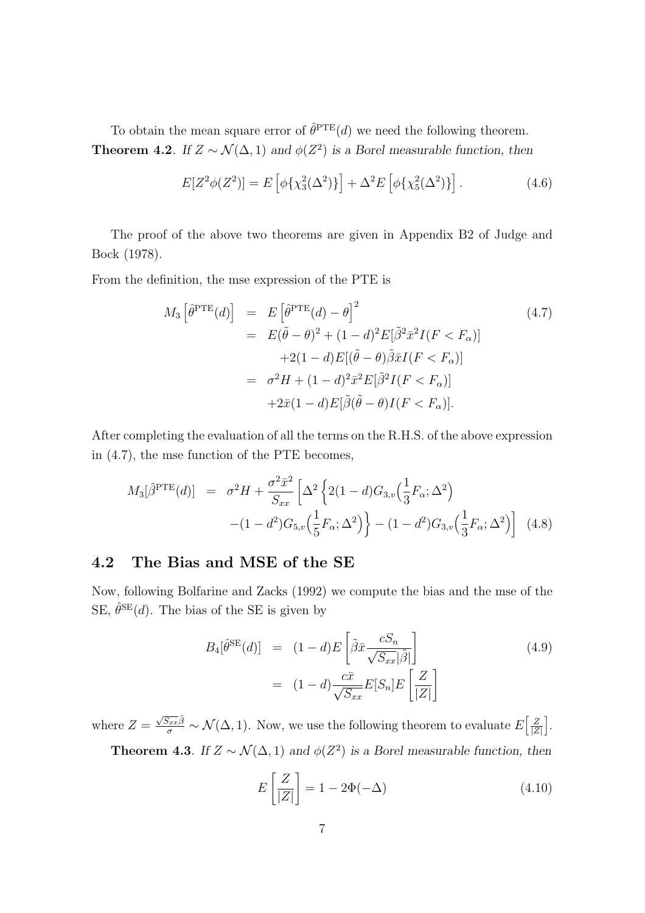To obtain the mean square error of $\hat{\theta}^{\rm PTE}(d)$ we need the following theorem.

**Theorem 4.2**. *If $Z \sim \mathcal{N}(\Delta, 1)$ and $\phi(Z^2)$ is a Borel measurable function, then*

$$E[Z^2\phi(Z^2)] = E\left[\phi\{\chi_3^2(\Delta^2)\}\right] + \Delta^2 E\left[\phi\{\chi_5^2(\Delta^2)\}\right]. \tag{4.6}$$

The proof of the above two theorems are given in Appendix B2 of Judge and Bock (1978).

From the definition, the mse expression of the PTE is

$$\begin{aligned}
M_3\left[\hat{\theta}^{\rm PTE}(d)\right] &= E\left[\hat{\theta}^{\rm PTE}(d) - \theta\right]^2 \\
&= E(\tilde{\theta} - \theta)^2 + (1-d)^2 E[\tilde{\beta}^2 \bar{x}^2 I(F < F_\alpha)] \\
&\quad + 2(1-d)E[(\tilde{\theta} - \theta)\tilde{\beta}\bar{x} I(F < F_\alpha)] \\
&= \sigma^2 H + (1-d)^2 \bar{x}^2 E[\tilde{\beta}^2 I(F < F_\alpha)] \\
&\quad + 2\bar{x}(1-d)E[\tilde{\beta}(\tilde{\theta} - \theta) I(F < F_\alpha)].
\end{aligned} \tag{4.7}$$

After completing the evaluation of all the terms on the R.H.S. of the above expression in (4.7), the mse function of the PTE becomes,

$$\begin{aligned}
M_3[\hat{\beta}^{\rm PTE}(d)] &= \sigma^2 H + \frac{\sigma^2 \bar{x}^2}{S_{xx}}\Big[\Delta^2\Big\{2(1-d)G_{3,v}\Big(\frac{1}{3}F_\alpha; \Delta^2\Big) \\
&\quad - (1-d^2)G_{5,v}\Big(\frac{1}{5}F_\alpha; \Delta^2\Big)\Big\} - (1-d^2)G_{3,v}\Big(\frac{1}{3}F_\alpha; \Delta^2\Big)\Big]
\end{aligned} \tag{4.8}$$

## 4.2 The Bias and MSE of the SE

Now, following Bolfarine and Zacks (1992) we compute the bias and the mse of the SE, $\hat{\theta}^{\rm SE}(d)$. The bias of the SE is given by

$$\begin{aligned}
B_4[\hat{\theta}^{\rm SE}(d)] &= (1-d)E\left[\tilde{\beta}\bar{x}\frac{cS_n}{\sqrt{S_{xx}}|\tilde{\beta}|}\right] \\
&= (1-d)\frac{c\bar{x}}{\sqrt{S_{xx}}}E[S_n]E\left[\frac{Z}{|Z|}\right]
\end{aligned} \tag{4.9}$$

where $Z = \frac{\sqrt{S_{xx}}\tilde{\beta}}{\sigma} \sim \mathcal{N}(\Delta, 1)$. Now, we use the following theorem to evaluate $E\left[\frac{Z}{|Z|}\right]$.

**Theorem 4.3**. *If $Z \sim \mathcal{N}(\Delta, 1)$ and $\phi(Z^2)$ is a Borel measurable function, then*

$$E\left[\frac{Z}{|Z|}\right] = 1 - 2\Phi(-\Delta) \tag{4.10}$$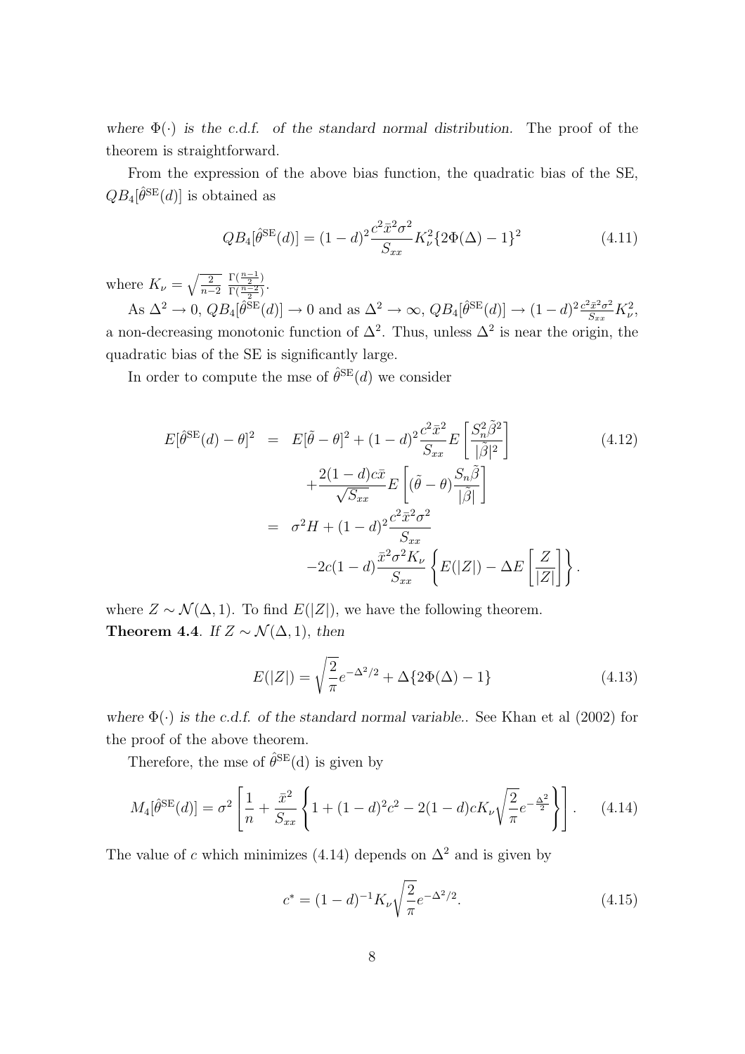*where $\Phi(\cdot)$ is the c.d.f. of the standard normal distribution.* The proof of the theorem is straightforward.

From the expression of the above bias function, the quadratic bias of the SE, $QB_4[\hat{\theta}^{\rm SE}(d)]$ is obtained as

$$QB_4[\hat{\theta}^{\rm SE}(d)] = (1-d)^2 \frac{c^2 \bar{x}^2 \sigma^2}{S_{xx}} K_\nu^2 \{2\Phi(\Delta) - 1\}^2 \tag{4.11}$$

where $K_\nu = \sqrt{\frac{2}{n-2}} \frac{\Gamma(\frac{n-1}{2})}{\Gamma(\frac{n-2}{2})}$.

As $\Delta^2 \to 0$, $QB_4[\hat{\theta}^{\rm SE}(d)] \to 0$ and as $\Delta^2 \to \infty$, $QB_4[\hat{\theta}^{\rm SE}(d)] \to (1-d)^2 \frac{c^2\bar{x}^2\sigma^2}{S_{xx}} K_\nu^2$, a non-decreasing monotonic function of $\Delta^2$. Thus, unless $\Delta^2$ is near the origin, the quadratic bias of the SE is significantly large.

In order to compute the mse of $\hat{\theta}^{\rm SE}(d)$ we consider

$$\begin{aligned} E[\hat{\theta}^{\rm SE}(d) - \theta]^2 &= E[\tilde{\theta} - \theta]^2 + (1-d)^2 \frac{c^2 \bar{x}^2}{S_{xx}} E\left[\frac{S_n^2 \tilde{\beta}^2}{|\tilde{\beta}|^2}\right] \\ &\quad + \frac{2(1-d)c\bar{x}}{\sqrt{S_{xx}}} E\left[(\tilde{\theta} - \theta)\frac{S_n \tilde{\beta}}{|\tilde{\beta}|}\right] \\ &= \sigma^2 H + (1-d)^2 \frac{c^2 \bar{x}^2 \sigma^2}{S_{xx}} \\ &\quad - 2c(1-d)\frac{\bar{x}^2 \sigma^2 K_\nu}{S_{xx}} \left\{E(|Z|) - \Delta E\left[\frac{Z}{|Z|}\right]\right\}. \end{aligned} \tag{4.12}$$

where $Z \sim \mathcal{N}(\Delta, 1)$. To find $E(|Z|)$, we have the following theorem.

**Theorem 4.4**. *If $Z \sim \mathcal{N}(\Delta, 1)$, then*

$$E(|Z|) = \sqrt{\frac{2}{\pi}} e^{-\Delta^2/2} + \Delta\{2\Phi(\Delta) - 1\} \tag{4.13}$$

*where $\Phi(\cdot)$ is the c.d.f. of the standard normal variable.*. See Khan et al (2002) for the proof of the above theorem.

Therefore, the mse of $\hat{\theta}^{\rm SE}$(d) is given by

$$M_4[\hat{\theta}^{\rm SE}(d)] = \sigma^2 \left[\frac{1}{n} + \frac{\bar{x}^2}{S_{xx}} \left\{1 + (1-d)^2 c^2 - 2(1-d)cK_\nu \sqrt{\frac{2}{\pi}} e^{-\frac{\Delta^2}{2}}\right\}\right]. \tag{4.14}$$

The value of $c$ which minimizes (4.14) depends on $\Delta^2$ and is given by

$$c^* = (1-d)^{-1} K_\nu \sqrt{\frac{2}{\pi}} e^{-\Delta^2/2}. \tag{4.15}$$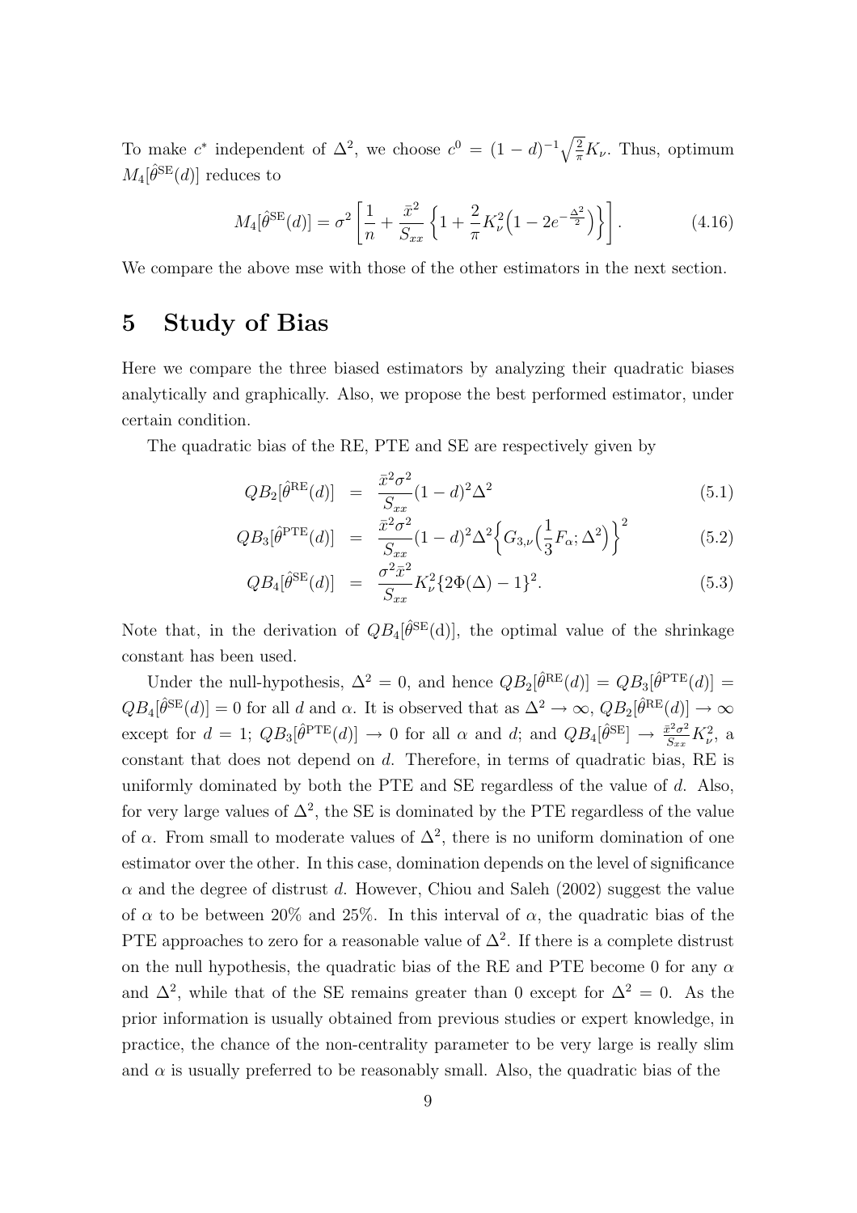To make $c^*$ independent of $\Delta^2$, we choose $c^0 = (1-d)^{-1}\sqrt{\frac{2}{\pi}}K_\nu$. Thus, optimum $M_4[\hat{\theta}^{\text{SE}}(d)]$ reduces to

$$M_4[\hat{\theta}^{\text{SE}}(d)] = \sigma^2 \left[ \frac{1}{n} + \frac{\bar{x}^2}{S_{xx}} \left\{ 1 + \frac{2}{\pi} K_\nu^2 \left( 1 - 2e^{-\frac{\Delta^2}{2}} \right) \right\} \right]. \tag{4.16}$$

We compare the above mse with those of the other estimators in the next section.

# 5 Study of Bias

Here we compare the three biased estimators by analyzing their quadratic biases analytically and graphically. Also, we propose the best performed estimator, under certain condition.

The quadratic bias of the RE, PTE and SE are respectively given by

$$QB_2[\hat{\theta}^{\text{RE}}(d)] = \frac{\bar{x}^2\sigma^2}{S_{xx}}(1-d)^2\Delta^2 \tag{5.1}$$

$$QB_3[\hat{\theta}^{\text{PTE}}(d)] = \frac{\bar{x}^2\sigma^2}{S_{xx}}(1-d)^2\Delta^2\left\{G_{3,\nu}\left(\frac{1}{3}F_\alpha; \Delta^2\right)\right\}^2 \tag{5.2}$$

$$QB_4[\hat{\theta}^{\text{SE}}(d)] = \frac{\sigma^2\bar{x}^2}{S_{xx}}K_\nu^2\{2\Phi(\Delta) - 1\}^2. \tag{5.3}$$

Note that, in the derivation of $QB_4[\hat{\theta}^{\text{SE}}(\text{d})]$, the optimal value of the shrinkage constant has been used.

Under the null-hypothesis, $\Delta^2 = 0$, and hence $QB_2[\hat{\theta}^{\text{RE}}(d)] = QB_3[\hat{\theta}^{\text{PTE}}(d)] = QB_4[\hat{\theta}^{\text{SE}}(d)] = 0$ for all $d$ and $\alpha$. It is observed that as $\Delta^2 \to \infty$, $QB_2[\hat{\theta}^{\text{RE}}(d)] \to \infty$ except for $d = 1$; $QB_3[\hat{\theta}^{\text{PTE}}(d)] \to 0$ for all $\alpha$ and $d$; and $QB_4[\hat{\theta}^{\text{SE}}] \to \frac{\bar{x}^2\sigma^2}{S_{xx}}K_\nu^2$, a constant that does not depend on $d$. Therefore, in terms of quadratic bias, RE is uniformly dominated by both the PTE and SE regardless of the value of $d$. Also, for very large values of $\Delta^2$, the SE is dominated by the PTE regardless of the value of $\alpha$. From small to moderate values of $\Delta^2$, there is no uniform domination of one estimator over the other. In this case, domination depends on the level of significance $\alpha$ and the degree of distrust $d$. However, Chiou and Saleh (2002) suggest the value of $\alpha$ to be between 20% and 25%. In this interval of $\alpha$, the quadratic bias of the PTE approaches to zero for a reasonable value of $\Delta^2$. If there is a complete distrust on the null hypothesis, the quadratic bias of the RE and PTE become 0 for any $\alpha$ and $\Delta^2$, while that of the SE remains greater than 0 except for $\Delta^2 = 0$. As the prior information is usually obtained from previous studies or expert knowledge, in practice, the chance of the non-centrality parameter to be very large is really slim and $\alpha$ is usually preferred to be reasonably small. Also, the quadratic bias of the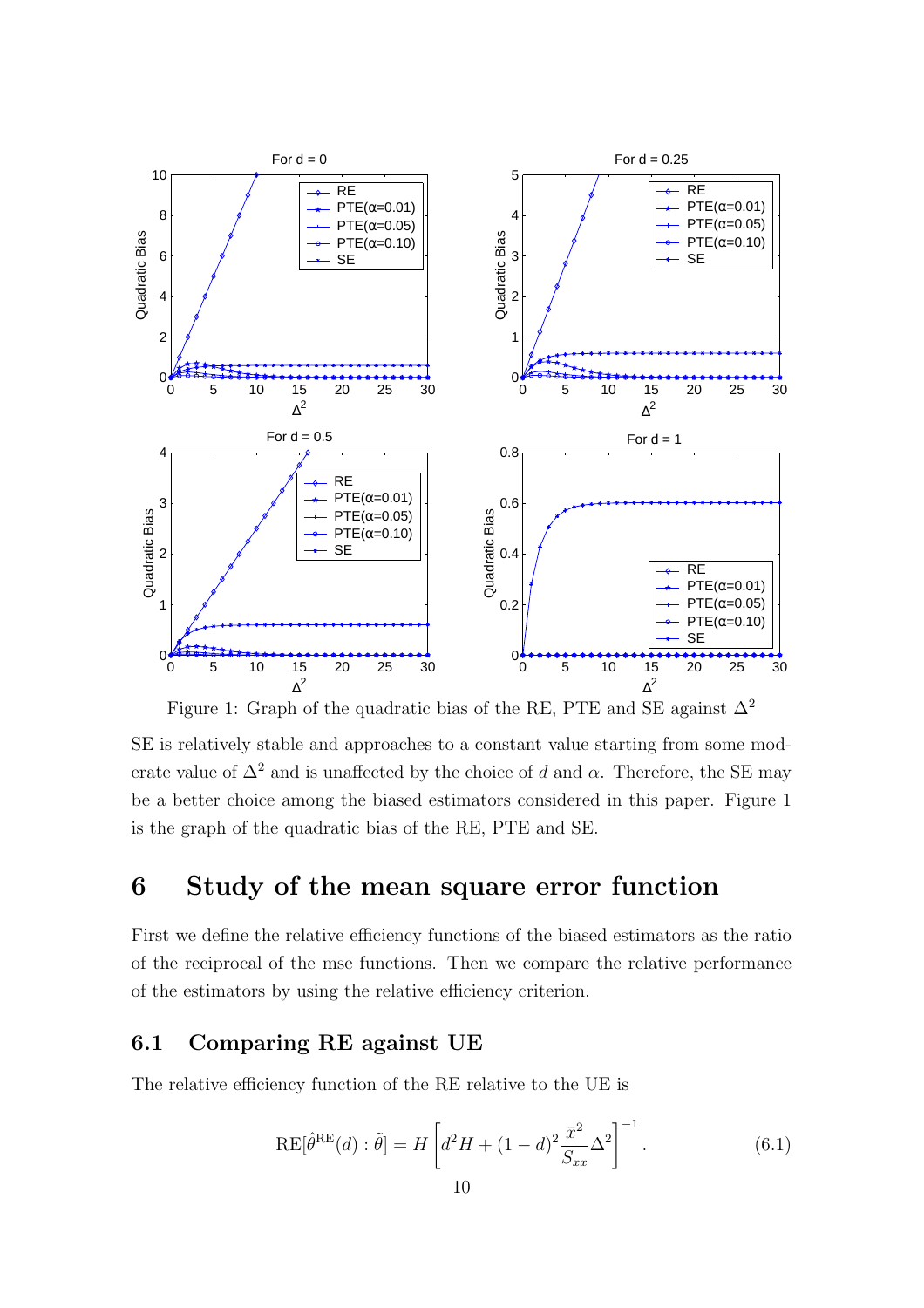Figure 1: Graph of the quadratic bias of the RE, PTE and SE against $\Delta^2$

SE is relatively stable and approaches to a constant value starting from some moderate value of $\Delta^2$ and is unaffected by the choice of $d$ and $\alpha$. Therefore, the SE may be a better choice among the biased estimators considered in this paper. Figure 1 is the graph of the quadratic bias of the RE, PTE and SE.

# 6 Study of the mean square error function

First we define the relative efficiency functions of the biased estimators as the ratio of the reciprocal of the mse functions. Then we compare the relative performance of the estimators by using the relative efficiency criterion.

## 6.1 Comparing RE against UE

The relative efficiency function of the RE relative to the UE is

$$\text{RE}[\hat{\theta}^{\text{RE}}(d) : \tilde{\theta}] = H \left[ d^2 H + (1-d)^2 \frac{\bar{x}^2}{S_{xx}} \Delta^2 \right]^{-1}. \tag{6.1}$$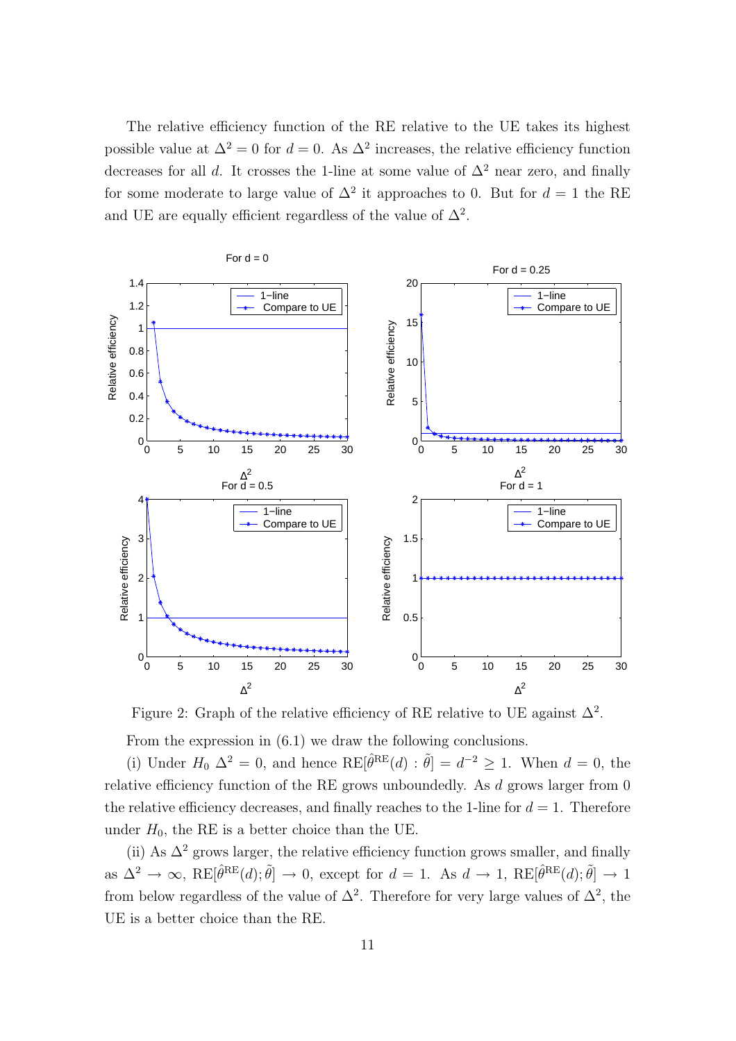The relative efficiency function of the RE relative to the UE takes its highest possible value at $\Delta^2 = 0$ for $d = 0$. As $\Delta^2$ increases, the relative efficiency function decreases for all $d$. It crosses the 1-line at some value of $\Delta^2$ near zero, and finally for some moderate to large value of $\Delta^2$ it approaches to 0. But for $d = 1$ the RE and UE are equally efficient regardless of the value of $\Delta^2$.

Figure 2: Graph of the relative efficiency of RE relative to UE against $\Delta^2$.

From the expression in (6.1) we draw the following conclusions.

(i) Under $H_0$ $\Delta^2 = 0$, and hence $\text{RE}[\hat{\theta}^{\text{RE}}(d) : \tilde{\theta}] = d^{-2} \geq 1$. When $d = 0$, the relative efficiency function of the RE grows unboundedly. As $d$ grows larger from 0 the relative efficiency decreases, and finally reaches to the 1-line for $d = 1$. Therefore under $H_0$, the RE is a better choice than the UE.

(ii) As $\Delta^2$ grows larger, the relative efficiency function grows smaller, and finally as $\Delta^2 \to \infty$, $\text{RE}[\hat{\theta}^{\text{RE}}(d); \tilde{\theta}] \to 0$, except for $d = 1$. As $d \to 1$, $\text{RE}[\hat{\theta}^{\text{RE}}(d); \tilde{\theta}] \to 1$ from below regardless of the value of $\Delta^2$. Therefore for very large values of $\Delta^2$, the UE is a better choice than the RE.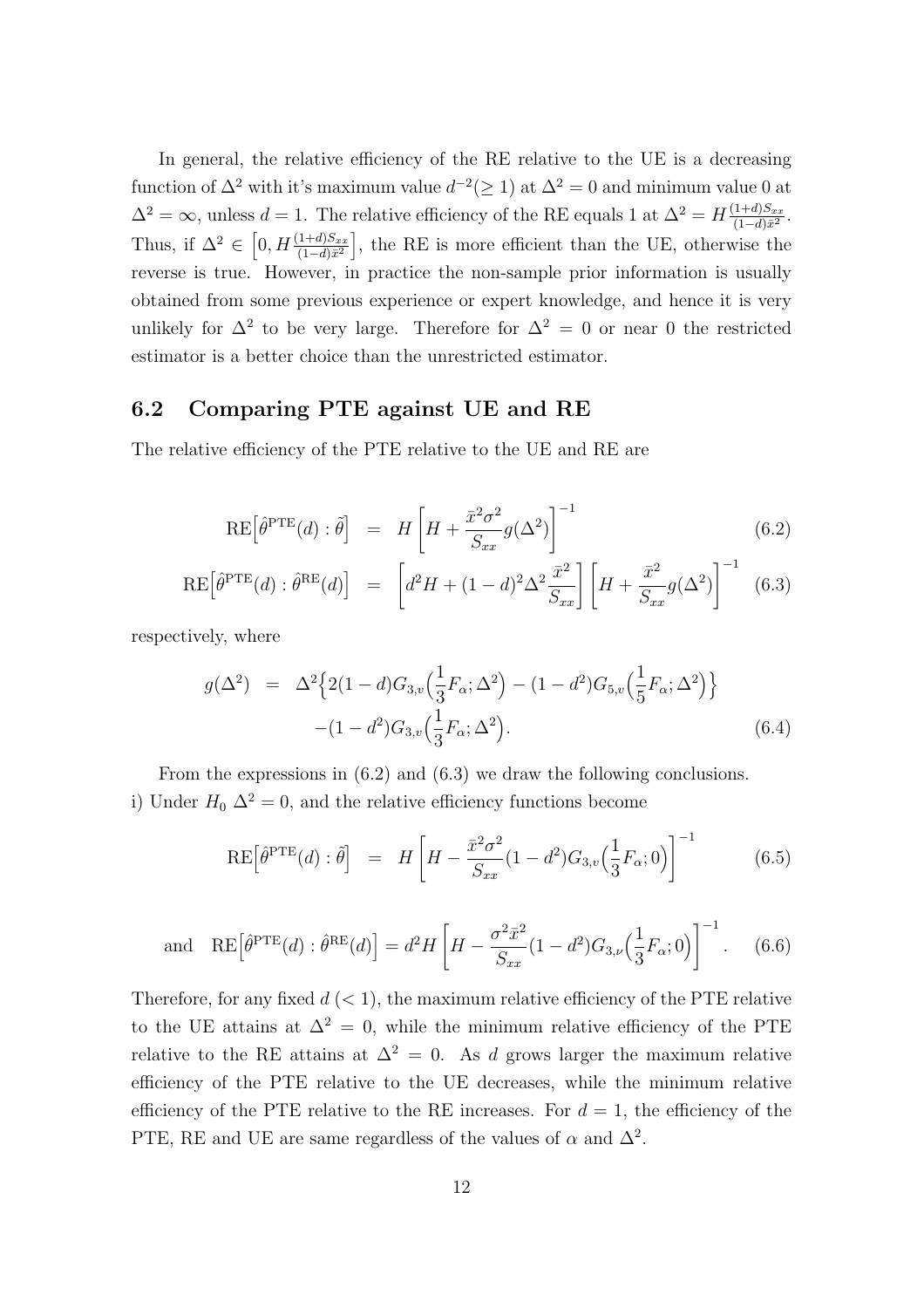In general, the relative efficiency of the RE relative to the UE is a decreasing function of $\Delta^2$ with it's maximum value $d^{-2}(\geq 1)$ at $\Delta^2 = 0$ and minimum value 0 at $\Delta^2 = \infty$, unless $d = 1$. The relative efficiency of the RE equals 1 at $\Delta^2 = H\frac{(1+d)S_{xx}}{(1-d)\bar{x}^2}$. Thus, if $\Delta^2 \in \left[0, H\frac{(1+d)S_{xx}}{(1-d)\bar{x}^2}\right]$, the RE is more efficient than the UE, otherwise the reverse is true. However, in practice the non-sample prior information is usually obtained from some previous experience or expert knowledge, and hence it is very unlikely for $\Delta^2$ to be very large. Therefore for $\Delta^2 = 0$ or near 0 the restricted estimator is a better choice than the unrestricted estimator.

## 6.2 Comparing PTE against UE and RE

The relative efficiency of the PTE relative to the UE and RE are

$$\mathrm{RE}\Big[\hat{\theta}^{\mathrm{PTE}}(d) : \tilde{\theta}\Big] = H\left[H + \frac{\bar{x}^2\sigma^2}{S_{xx}}g(\Delta^2)\right]^{-1} \tag{6.2}$$

$$\mathrm{RE}\Big[\hat{\theta}^{\mathrm{PTE}}(d) : \hat{\theta}^{\mathrm{RE}}(d)\Big] = \left[d^2H + (1-d)^2\Delta^2\frac{\bar{x}^2}{S_{xx}}\right]\left[H + \frac{\bar{x}^2}{S_{xx}}g(\Delta^2)\right]^{-1} \tag{6.3}$$

respectively, where

$$\begin{aligned} g(\Delta^2) &= \Delta^2\Big\{2(1-d)G_{3,v}\Big(\frac{1}{3}F_\alpha;\Delta^2\Big) - (1-d^2)G_{5,v}\Big(\frac{1}{5}F_\alpha;\Delta^2\Big)\Big\} \\ &\quad -(1-d^2)G_{3,v}\Big(\frac{1}{3}F_\alpha;\Delta^2\Big). \end{aligned} \tag{6.4}$$

From the expressions in (6.2) and (6.3) we draw the following conclusions.
i) Under $H_0$ $\Delta^2 = 0$, and the relative efficiency functions become

$$\mathrm{RE}\Big[\hat{\theta}^{\mathrm{PTE}}(d) : \tilde{\theta}\Big] = H\left[H - \frac{\bar{x}^2\sigma^2}{S_{xx}}(1-d^2)G_{3,v}\Big(\frac{1}{3}F_\alpha;0\Big)\right]^{-1} \tag{6.5}$$

$$\text{and} \quad \mathrm{RE}\Big[\hat{\theta}^{\mathrm{PTE}}(d) : \hat{\theta}^{\mathrm{RE}}(d)\Big] = d^2H\left[H - \frac{\sigma^2\bar{x}^2}{S_{xx}}(1-d^2)G_{3,\nu}\Big(\frac{1}{3}F_\alpha;0\Big)\right]^{-1}. \tag{6.6}$$

Therefore, for any fixed $d\ (< 1)$, the maximum relative efficiency of the PTE relative to the UE attains at $\Delta^2 = 0$, while the minimum relative efficiency of the PTE relative to the RE attains at $\Delta^2 = 0$. As $d$ grows larger the maximum relative efficiency of the PTE relative to the UE decreases, while the minimum relative efficiency of the PTE relative to the RE increases. For $d = 1$, the efficiency of the PTE, RE and UE are same regardless of the values of $\alpha$ and $\Delta^2$.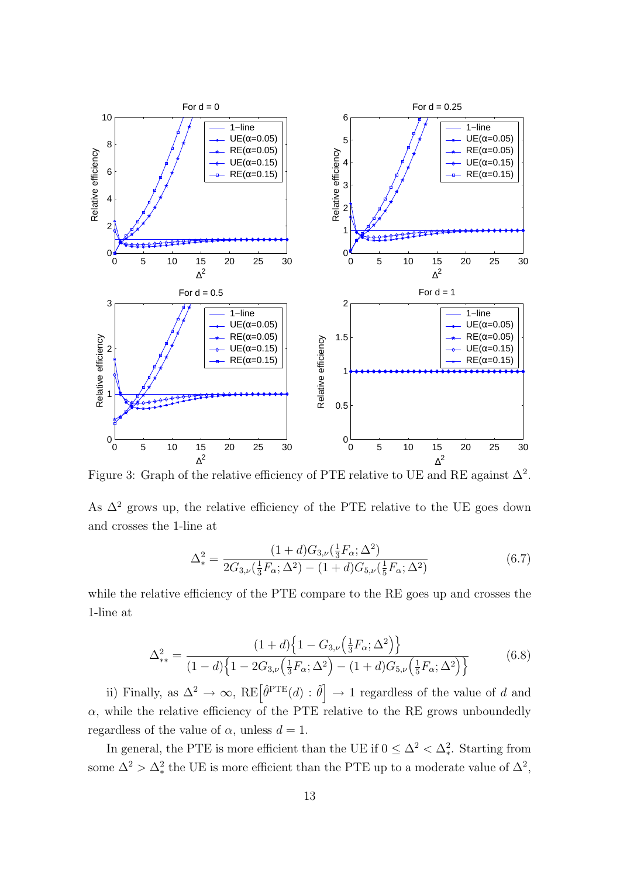Figure 3: Graph of the relative efficiency of PTE relative to UE and RE against $\Delta^2$.

As $\Delta^2$ grows up, the relative efficiency of the PTE relative to the UE goes down and crosses the 1-line at

$$\Delta_*^2 = \frac{(1+d)G_{3,\nu}(\frac{1}{3}F_\alpha;\Delta^2)}{2G_{3,\nu}(\frac{1}{3}F_\alpha;\Delta^2) - (1+d)G_{5,\nu}(\frac{1}{5}F_\alpha;\Delta^2)} \tag{6.7}$$

while the relative efficiency of the PTE compare to the RE goes up and crosses the 1-line at

$$\Delta_{**}^2 = \frac{(1+d)\Big\{1 - G_{3,\nu}\Big(\frac{1}{3}F_\alpha;\Delta^2\Big)\Big\}}{(1-d)\Big\{1 - 2G_{3,\nu}\Big(\frac{1}{3}F_\alpha;\Delta^2\Big) - (1+d)G_{5,\nu}\Big(\frac{1}{5}F_\alpha;\Delta^2\Big)\Big\}} \tag{6.8}$$

ii) Finally, as $\Delta^2 \to \infty$, $\text{RE}\Big[\hat{\theta}^{\text{PTE}}(d) : \tilde{\theta}\Big] \to 1$ regardless of the value of $d$ and $\alpha$, while the relative efficiency of the PTE relative to the RE grows unboundedly regardless of the value of $\alpha$, unless $d = 1$.

In general, the PTE is more efficient than the UE if $0 \le \Delta^2 < \Delta_*^2$. Starting from some $\Delta^2 > \Delta_*^2$ the UE is more efficient than the PTE up to a moderate value of $\Delta^2$,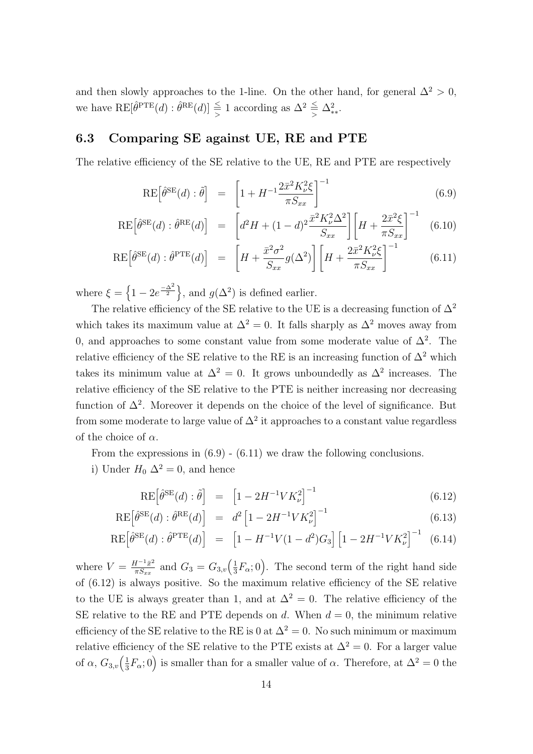and then slowly approaches to the 1-line. On the other hand, for general $\Delta^2 > 0$, we have $\text{RE}[\hat{\theta}^{\text{PTE}}(d) : \hat{\theta}^{\text{RE}}(d)] \underset{>}{\leqq} 1$ according as $\Delta^2 \underset{>}{\leqq} \Delta^2_{**}$.

### 6.3 Comparing SE against UE, RE and PTE

The relative efficiency of the SE relative to the UE, RE and PTE are respectively

$$\text{RE}\Big[\hat{\theta}^{\text{SE}}(d) : \tilde{\theta}\Big] = \left[1 + H^{-1}\frac{2\bar{x}^2 K_\nu^2 \xi}{\pi S_{xx}}\right]^{-1} \tag{6.9}$$

$$\text{RE}\Big[\hat{\theta}^{\text{SE}}(d) : \hat{\theta}^{\text{RE}}(d)\Big] = \left[d^2 H + (1-d)^2 \frac{\bar{x}^2 K_\nu^2 \Delta^2}{S_{xx}}\right]\left[H + \frac{2\bar{x}^2 \xi}{\pi S_{xx}}\right]^{-1} \tag{6.10}$$

$$\text{RE}\Big[\hat{\theta}^{\text{SE}}(d) : \hat{\theta}^{\text{PTE}}(d)\Big] = \left[H + \frac{\bar{x}^2 \sigma^2}{S_{xx}} g(\Delta^2)\right]\left[H + \frac{2\bar{x}^2 K_\nu^2 \xi}{\pi S_{xx}}\right]^{-1} \tag{6.11}$$

where $\xi = \left\{1 - 2e^{\frac{-\Delta^2}{2}}\right\}$, and $g(\Delta^2)$ is defined earlier.

The relative efficiency of the SE relative to the UE is a decreasing function of $\Delta^2$ which takes its maximum value at $\Delta^2 = 0$. It falls sharply as $\Delta^2$ moves away from 0, and approaches to some constant value from some moderate value of $\Delta^2$. The relative efficiency of the SE relative to the RE is an increasing function of $\Delta^2$ which takes its minimum value at $\Delta^2 = 0$. It grows unboundedly as $\Delta^2$ increases. The relative efficiency of the SE relative to the PTE is neither increasing nor decreasing function of $\Delta^2$. Moreover it depends on the choice of the level of significance. But from some moderate to large value of $\Delta^2$ it approaches to a constant value regardless of the choice of $\alpha$.

From the expressions in (6.9) - (6.11) we draw the following conclusions.

i) Under $H_0$ $\Delta^2 = 0$, and hence

$$\text{RE}\Big[\hat{\theta}^{\text{SE}}(d) : \tilde{\theta}\Big] = \left[1 - 2H^{-1} V K_\nu^2\right]^{-1} \tag{6.12}$$

$$\text{RE}\Big[\hat{\theta}^{\text{SE}}(d) : \hat{\theta}^{\text{RE}}(d)\Big] = d^2\left[1 - 2H^{-1} V K_\nu^2\right]^{-1} \tag{6.13}$$

$$\text{RE}\Big[\hat{\theta}^{\text{SE}}(d) : \hat{\theta}^{\text{PTE}}(d)\Big] = \left[1 - H^{-1} V (1-d^2) G_3\right]\left[1 - 2H^{-1} V K_\nu^2\right]^{-1} \tag{6.14}$$

where $V = \frac{H^{-1}\bar{x}^2}{\pi S_{xx}}$ and $G_3 = G_{3,v}\Big(\frac{1}{3}F_\alpha; 0\Big)$. The second term of the right hand side of (6.12) is always positive. So the maximum relative efficiency of the SE relative to the UE is always greater than 1, and at $\Delta^2 = 0$. The relative efficiency of the SE relative to the RE and PTE depends on $d$. When $d = 0$, the minimum relative efficiency of the SE relative to the RE is 0 at $\Delta^2 = 0$. No such minimum or maximum relative efficiency of the SE relative to the PTE exists at $\Delta^2 = 0$. For a larger value of $\alpha$, $G_{3,v}\Big(\frac{1}{3}F_\alpha; 0\Big)$ is smaller than for a smaller value of $\alpha$. Therefore, at $\Delta^2 = 0$ the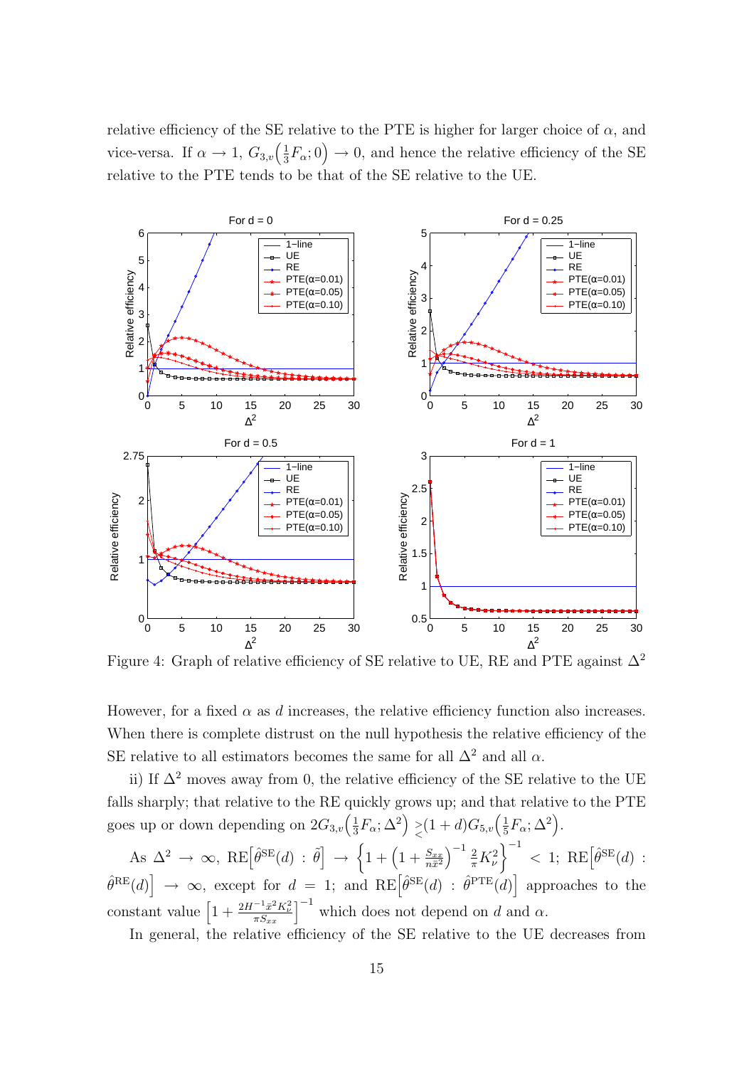relative efficiency of the SE relative to the PTE is higher for larger choice of $\alpha$, and vice-versa. If $\alpha \to 1$, $G_{3,v}\left(\frac{1}{3}F_\alpha; 0\right) \to 0$, and hence the relative efficiency of the SE relative to the PTE tends to be that of the SE relative to the UE.

Figure 4: Graph of relative efficiency of SE relative to UE, RE and PTE against $\Delta^2$

However, for a fixed $\alpha$ as $d$ increases, the relative efficiency function also increases. When there is complete distrust on the null hypothesis the relative efficiency of the SE relative to all estimators becomes the same for all $\Delta^2$ and all $\alpha$.

ii) If $\Delta^2$ moves away from 0, the relative efficiency of the SE relative to the UE falls sharply; that relative to the RE quickly grows up; and that relative to the PTE goes up or down depending on $2G_{3,v}\left(\frac{1}{3}F_\alpha; \Delta^2\right) \gtrless (1+d)G_{5,v}\left(\frac{1}{5}F_\alpha; \Delta^2\right)$.

As $\Delta^2 \to \infty$, $\mathrm{RE}\left[\hat{\theta}^{\mathrm{SE}}(d) : \tilde{\theta}\right] \to \left\{1 + \left(1 + \frac{S_{xx}}{n\bar{x}^2}\right)^{-1} \frac{2}{\pi} K_\nu^2\right\}^{-1} < 1$; $\mathrm{RE}\left[\hat{\theta}^{\mathrm{SE}}(d) : \hat{\theta}^{\mathrm{RE}}(d)\right] \to \infty$, except for $d = 1$; and $\mathrm{RE}\left[\hat{\theta}^{\mathrm{SE}}(d) : \hat{\theta}^{\mathrm{PTE}}(d)\right]$ approaches to the constant value $\left[1 + \frac{2H^{-1}\bar{x}^2 K_\nu^2}{\pi S_{xx}}\right]^{-1}$ which does not depend on $d$ and $\alpha$.

In general, the relative efficiency of the SE relative to the UE decreases from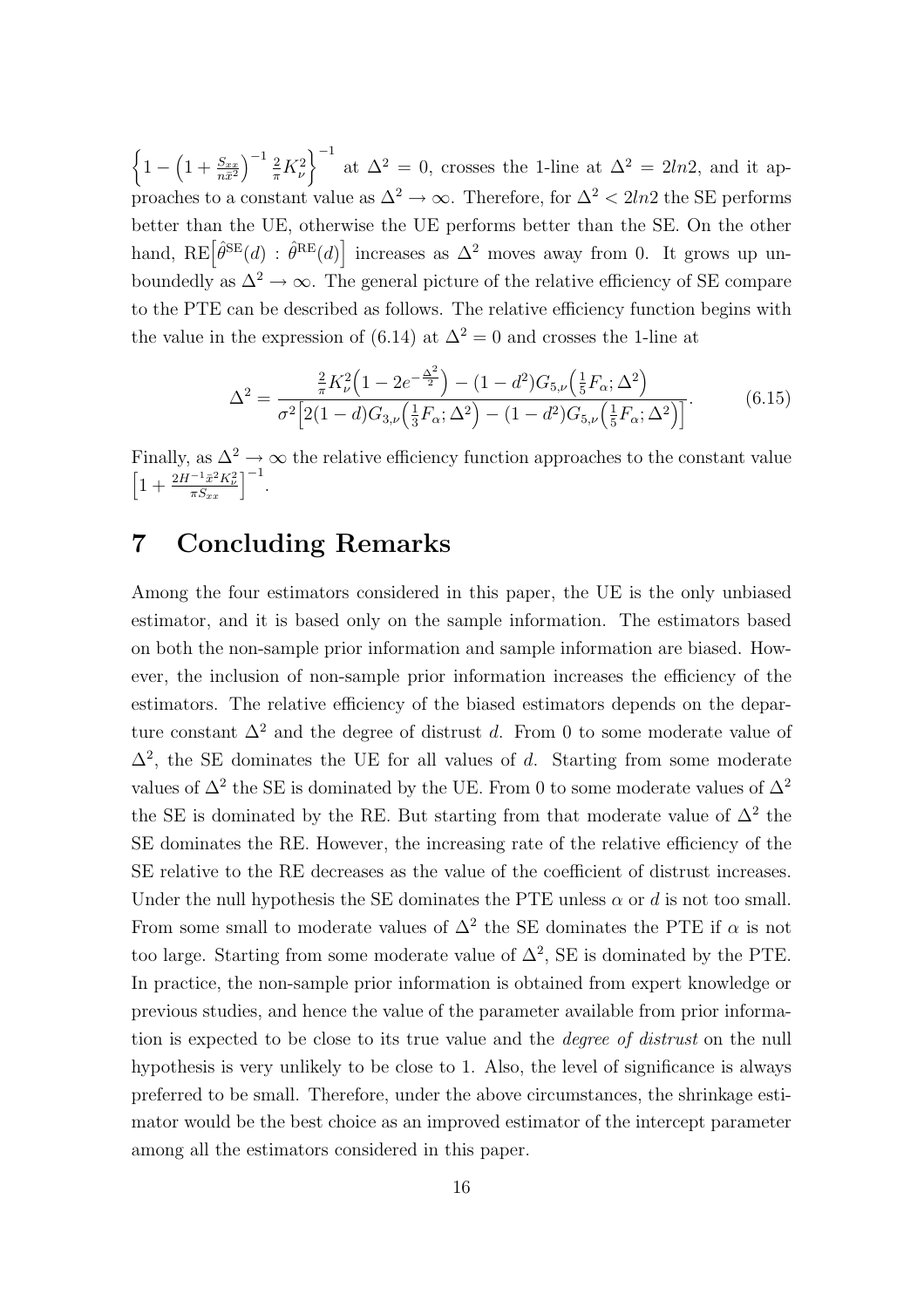$\left\{1-\left(1+\frac{S_{xx}}{n\bar{x}^2}\right)^{-1}\frac{2}{\pi}K_\nu^2\right\}^{-1}$ at $\Delta^2=0$, crosses the 1-line at $\Delta^2=2ln2$, and it approaches to a constant value as $\Delta^2\to\infty$. Therefore, for $\Delta^2<2ln2$ the SE performs better than the UE, otherwise the UE performs better than the SE. On the other hand, $\mathrm{RE}\left[\hat{\theta}^{\mathrm{SE}}(d)\,:\,\hat{\theta}^{\mathrm{RE}}(d)\right]$ increases as $\Delta^2$ moves away from 0. It grows up unboundedly as $\Delta^2\to\infty$. The general picture of the relative efficiency of SE compare to the PTE can be described as follows. The relative efficiency function begins with the value in the expression of (6.14) at $\Delta^2=0$ and crosses the 1-line at

$$\Delta^2=\frac{\frac{2}{\pi}K_\nu^2\left(1-2e^{-\frac{\Delta^2}{2}}\right)-(1-d^2)G_{5,\nu}\left(\frac{1}{5}F_\alpha;\Delta^2\right)}{\sigma^2\left[2(1-d)G_{3,\nu}\left(\frac{1}{3}F_\alpha;\Delta^2\right)-(1-d^2)G_{5,\nu}\left(\frac{1}{5}F_\alpha;\Delta^2\right)\right]}. \tag{6.15}$$

Finally, as $\Delta^2\to\infty$ the relative efficiency function approaches to the constant value $\left[1+\frac{2H^{-1}\bar{x}^2K_\nu^2}{\pi S_{xx}}\right]^{-1}$.

# 7 Concluding Remarks

Among the four estimators considered in this paper, the UE is the only unbiased estimator, and it is based only on the sample information. The estimators based on both the non-sample prior information and sample information are biased. However, the inclusion of non-sample prior information increases the efficiency of the estimators. The relative efficiency of the biased estimators depends on the departure constant $\Delta^2$ and the degree of distrust $d$. From 0 to some moderate value of $\Delta^2$, the SE dominates the UE for all values of $d$. Starting from some moderate values of $\Delta^2$ the SE is dominated by the UE. From 0 to some moderate values of $\Delta^2$ the SE is dominated by the RE. But starting from that moderate value of $\Delta^2$ the SE dominates the RE. However, the increasing rate of the relative efficiency of the SE relative to the RE decreases as the value of the coefficient of distrust increases. Under the null hypothesis the SE dominates the PTE unless $\alpha$ or $d$ is not too small. From some small to moderate values of $\Delta^2$ the SE dominates the PTE if $\alpha$ is not too large. Starting from some moderate value of $\Delta^2$, SE is dominated by the PTE. In practice, the non-sample prior information is obtained from expert knowledge or previous studies, and hence the value of the parameter available from prior information is expected to be close to its true value and the *degree of distrust* on the null hypothesis is very unlikely to be close to 1. Also, the level of significance is always preferred to be small. Therefore, under the above circumstances, the shrinkage estimator would be the best choice as an improved estimator of the intercept parameter among all the estimators considered in this paper.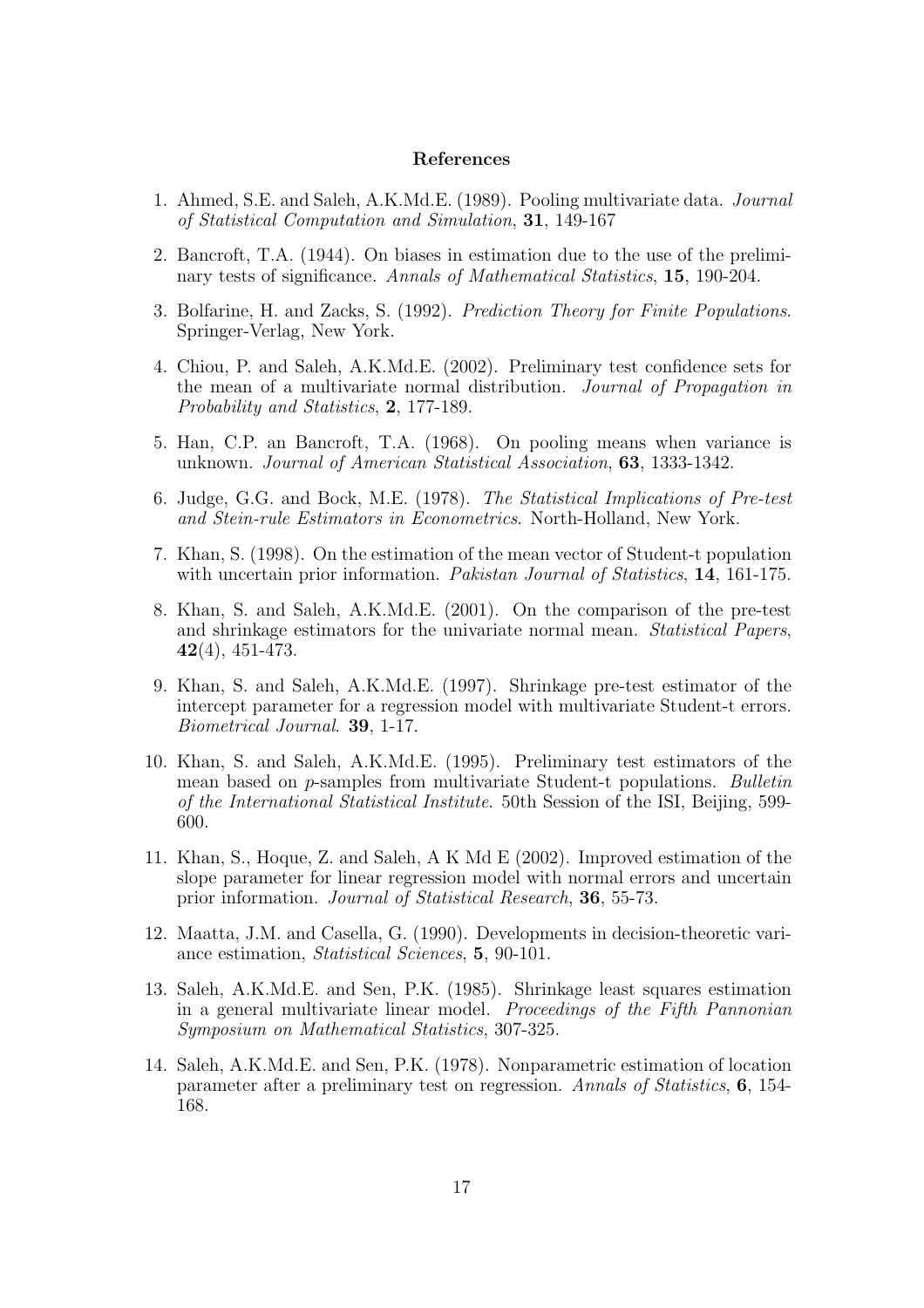## References

1. Ahmed, S.E. and Saleh, A.K.Md.E. (1989). Pooling multivariate data. *Journal of Statistical Computation and Simulation*, **31**, 149-167

2. Bancroft, T.A. (1944). On biases in estimation due to the use of the preliminary tests of significance. *Annals of Mathematical Statistics*, **15**, 190-204.

3. Bolfarine, H. and Zacks, S. (1992). *Prediction Theory for Finite Populations*. Springer-Verlag, New York.

4. Chiou, P. and Saleh, A.K.Md.E. (2002). Preliminary test confidence sets for the mean of a multivariate normal distribution. *Journal of Propagation in Probability and Statistics*, **2**, 177-189.

5. Han, C.P. an Bancroft, T.A. (1968). On pooling means when variance is unknown. *Journal of American Statistical Association*, **63**, 1333-1342.

6. Judge, G.G. and Bock, M.E. (1978). *The Statistical Implications of Pre-test and Stein-rule Estimators in Econometrics*. North-Holland, New York.

7. Khan, S. (1998). On the estimation of the mean vector of Student-t population with uncertain prior information. *Pakistan Journal of Statistics*, **14**, 161-175.

8. Khan, S. and Saleh, A.K.Md.E. (2001). On the comparison of the pre-test and shrinkage estimators for the univariate normal mean. *Statistical Papers*, **42**(4), 451-473.

9. Khan, S. and Saleh, A.K.Md.E. (1997). Shrinkage pre-test estimator of the intercept parameter for a regression model with multivariate Student-t errors. *Biometrical Journal*. **39**, 1-17.

10. Khan, S. and Saleh, A.K.Md.E. (1995). Preliminary test estimators of the mean based on $p$-samples from multivariate Student-t populations. *Bulletin of the International Statistical Institute*. 50th Session of the ISI, Beijing, 599-600.

11. Khan, S., Hoque, Z. and Saleh, A K Md E (2002). Improved estimation of the slope parameter for linear regression model with normal errors and uncertain prior information. *Journal of Statistical Research*, **36**, 55-73.

12. Maatta, J.M. and Casella, G. (1990). Developments in decision-theoretic variance estimation, *Statistical Sciences*, **5**, 90-101.

13. Saleh, A.K.Md.E. and Sen, P.K. (1985). Shrinkage least squares estimation in a general multivariate linear model. *Proceedings of the Fifth Pannonian Symposium on Mathematical Statistics*, 307-325.

14. Saleh, A.K.Md.E. and Sen, P.K. (1978). Nonparametric estimation of location parameter after a preliminary test on regression. *Annals of Statistics*, **6**, 154-168.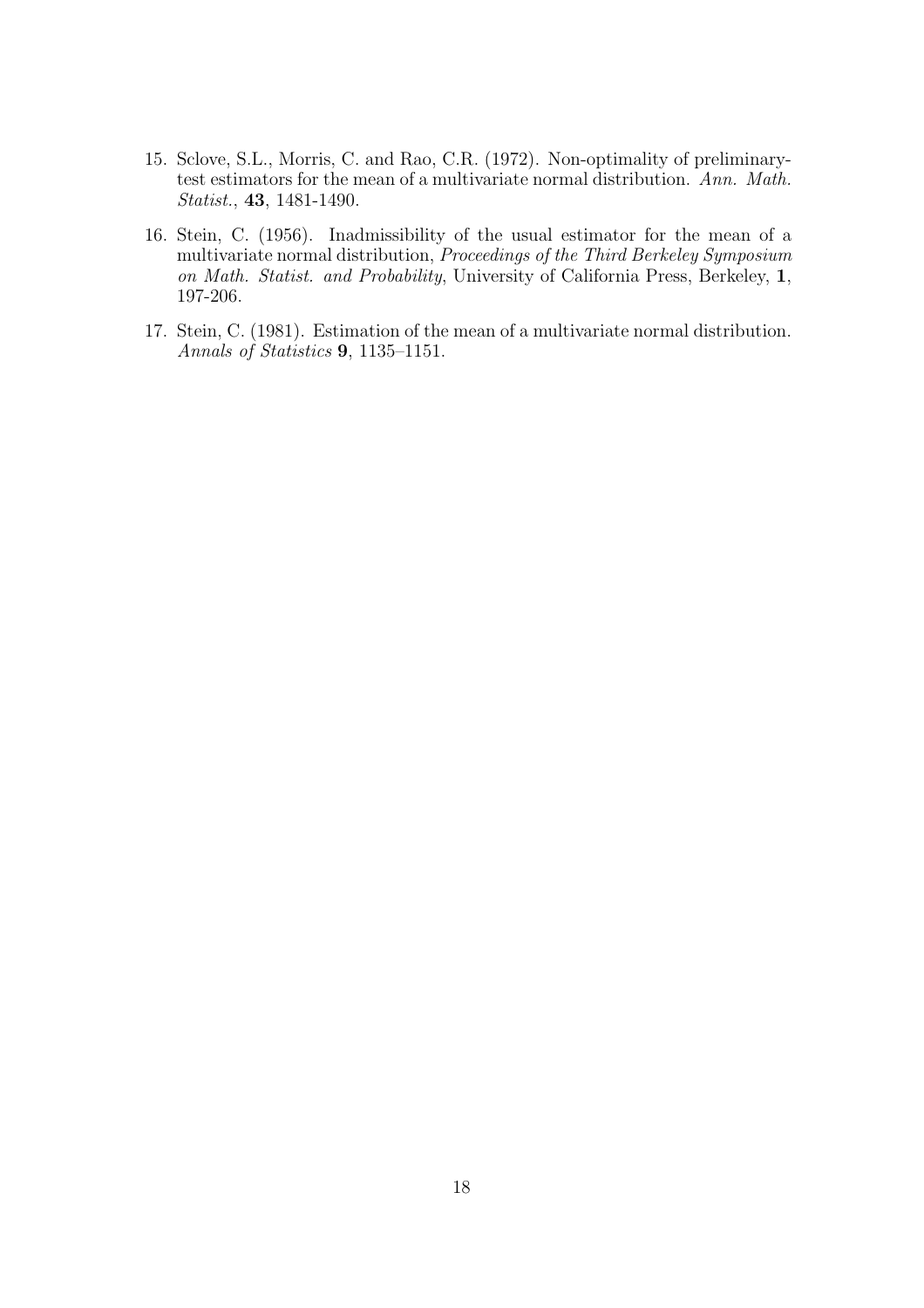15. Sclove, S.L., Morris, C. and Rao, C.R. (1972). Non-optimality of preliminary-test estimators for the mean of a multivariate normal distribution. *Ann. Math. Statist.*, **43**, 1481-1490.

16. Stein, C. (1956). Inadmissibility of the usual estimator for the mean of a multivariate normal distribution, *Proceedings of the Third Berkeley Symposium on Math. Statist. and Probability*, University of California Press, Berkeley, **1**, 197-206.

17. Stein, C. (1981). Estimation of the mean of a multivariate normal distribution. *Annals of Statistics* **9**, 1135–1151.